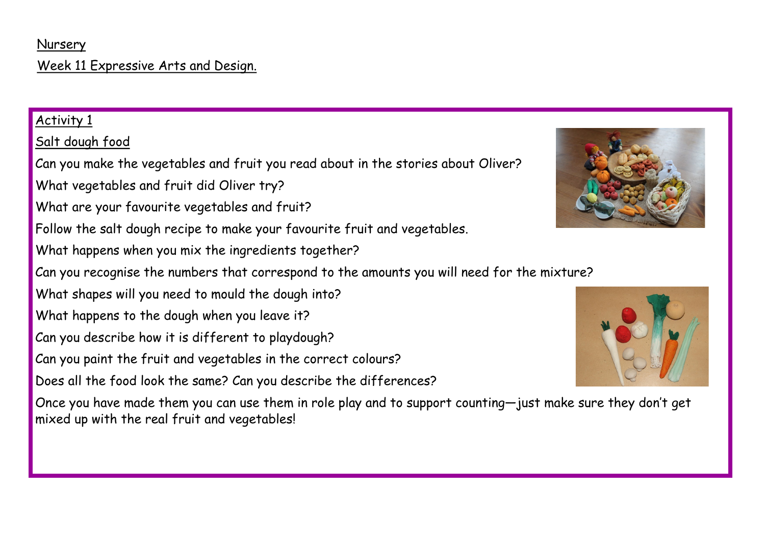Nursery

Week 11 Expressive Arts and Design.

Activity 1

Salt dough food

Can you make the vegetables and fruit you read about in the stories about Oliver?

What vegetables and fruit did Oliver try?

What are your favourite vegetables and fruit?

Follow the salt dough recipe to make your favourite fruit and vegetables.

What happens when you mix the ingredients together?

Can you recognise the numbers that correspond to the amounts you will need for the mixture?

What shapes will you need to mould the dough into?

What happens to the dough when you leave it?

Can you describe how it is different to playdough?

Can you paint the fruit and vegetables in the correct colours?

Does all the food look the same? Can you describe the differences?

Once you have made them you can use them in role play and to support counting—just make sure they don't get mixed up with the real fruit and vegetables!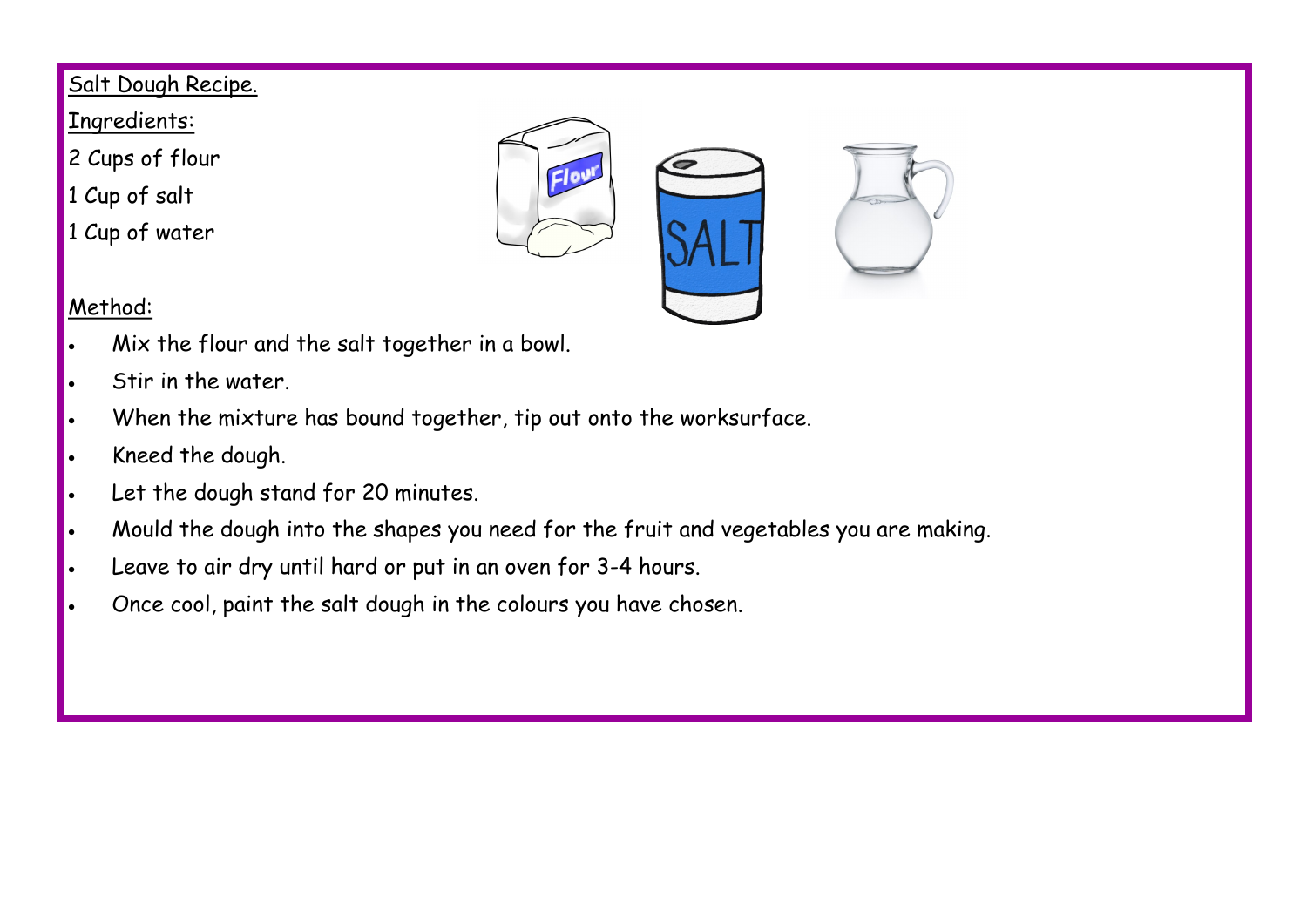Salt Dough Recipe.

Ingredients:

2 Cups of flour

1 Cup of salt

1 Cup of water

Method:

- Mix the flour and the salt together in a bowl.
- Stir in the water.
- When the mixture has bound together, tip out onto the worksurface.
- Kneed the dough.
- Let the dough stand for 20 minutes.
- Mould the dough into the shapes you need for the fruit and vegetables you are making.
- Leave to air dry until hard or put in an oven for 3-4 hours.
- Once cool, paint the salt dough in the colours you have chosen.